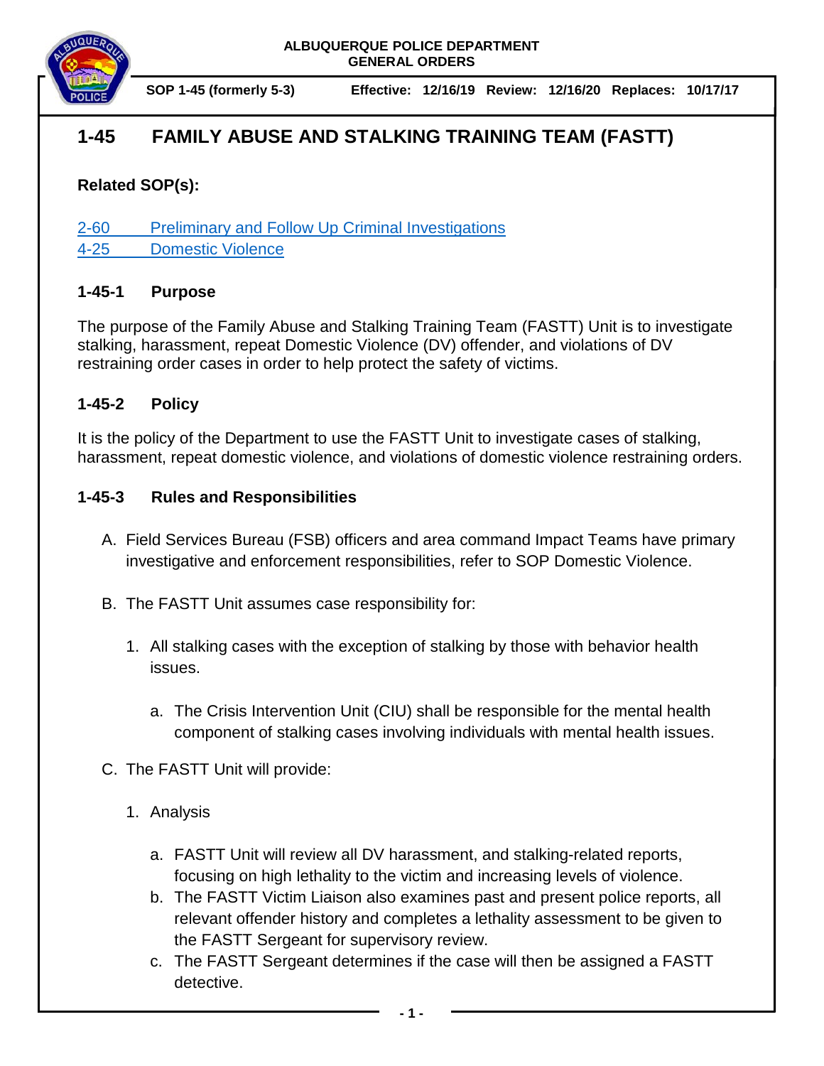ALBUQUERQUE POLICE DEPARTMENT
GENERAL ORDERS

SOP 1-45 (formerly 5-3) Effective: 12/16/19 Review: 12/16/20 Replaces: 10/17/17

# 1-45 FAMILY ABUSE AND STALKING TRAINING TEAM (FASTT)

**Related SOP(s):**

2-60 Preliminary and Follow Up Criminal Investigations
4-25 Domestic Violence

## 1-45-1 Purpose

The purpose of the Family Abuse and Stalking Training Team (FASTT) Unit is to investigate stalking, harassment, repeat Domestic Violence (DV) offender, and violations of DV restraining order cases in order to help protect the safety of victims.

## 1-45-2 Policy

It is the policy of the Department to use the FASTT Unit to investigate cases of stalking, harassment, repeat domestic violence, and violations of domestic violence restraining orders.

## 1-45-3 Rules and Responsibilities

A. Field Services Bureau (FSB) officers and area command Impact Teams have primary investigative and enforcement responsibilities, refer to SOP Domestic Violence.

B. The FASTT Unit assumes case responsibility for:

   1. All stalking cases with the exception of stalking by those with behavior health issues.

      a. The Crisis Intervention Unit (CIU) shall be responsible for the mental health component of stalking cases involving individuals with mental health issues.

C. The FASTT Unit will provide:

   1. Analysis

      a. FASTT Unit will review all DV harassment, and stalking-related reports, focusing on high lethality to the victim and increasing levels of violence.
      b. The FASTT Victim Liaison also examines past and present police reports, all relevant offender history and completes a lethality assessment to be given to the FASTT Sergeant for supervisory review.
      c. The FASTT Sergeant determines if the case will then be assigned a FASTT detective.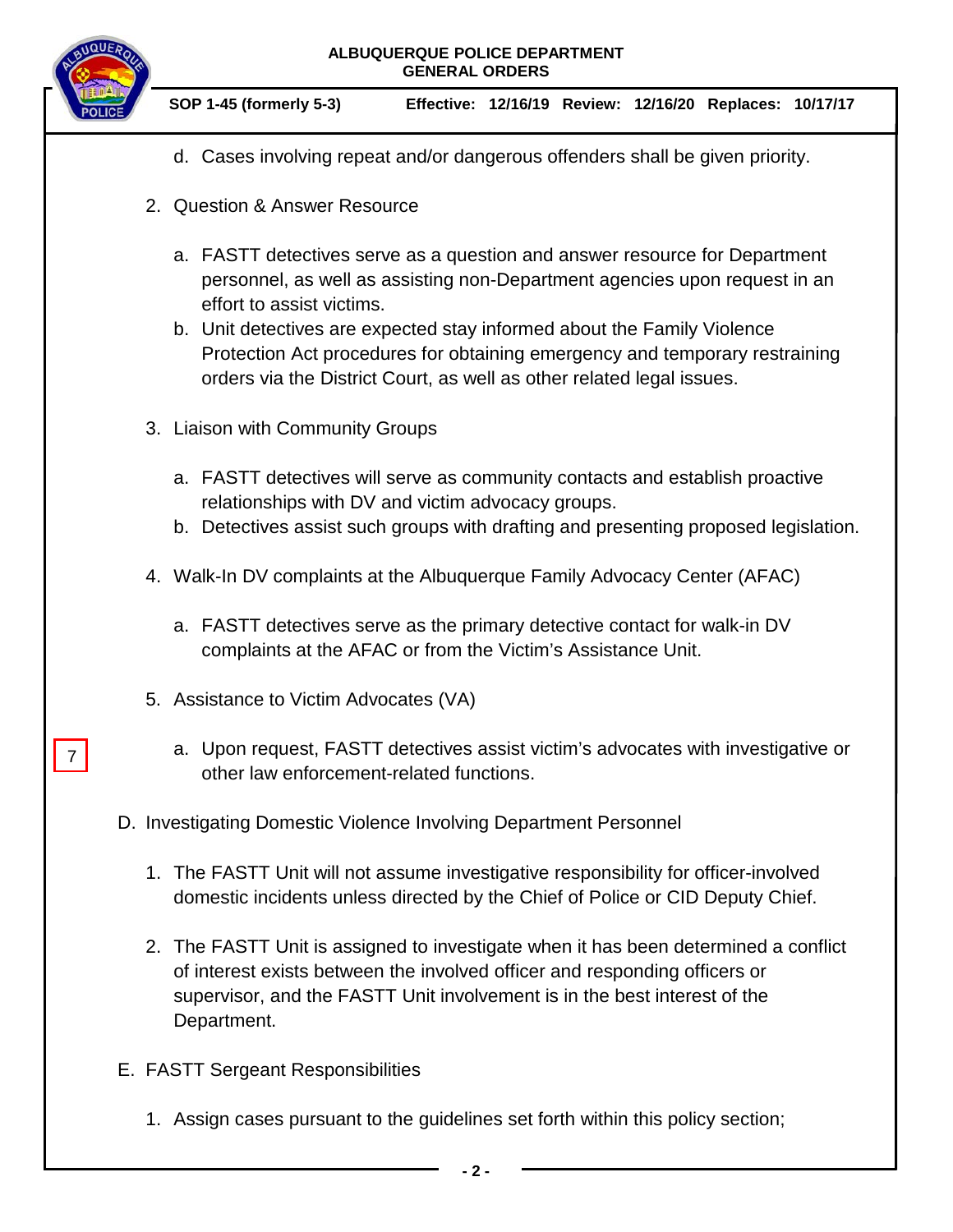d. Cases involving repeat and/or dangerous offenders shall be given priority.

2. Question & Answer Resource

   a. FASTT detectives serve as a question and answer resource for Department personnel, as well as assisting non-Department agencies upon request in an effort to assist victims.
   b. Unit detectives are expected stay informed about the Family Violence Protection Act procedures for obtaining emergency and temporary restraining orders via the District Court, as well as other related legal issues.

3. Liaison with Community Groups

   a. FASTT detectives will serve as community contacts and establish proactive relationships with DV and victim advocacy groups.
   b. Detectives assist such groups with drafting and presenting proposed legislation.

4. Walk-In DV complaints at the Albuquerque Family Advocacy Center (AFAC)

   a. FASTT detectives serve as the primary detective contact for walk-in DV complaints at the AFAC or from the Victim's Assistance Unit.

5. Assistance to Victim Advocates (VA)

7 a. Upon request, FASTT detectives assist victim's advocates with investigative or other law enforcement-related functions.

D. Investigating Domestic Violence Involving Department Personnel

   1. The FASTT Unit will not assume investigative responsibility for officer-involved domestic incidents unless directed by the Chief of Police or CID Deputy Chief.

   2. The FASTT Unit is assigned to investigate when it has been determined a conflict of interest exists between the involved officer and responding officers or supervisor, and the FASTT Unit involvement is in the best interest of the Department.

E. FASTT Sergeant Responsibilities

   1. Assign cases pursuant to the guidelines set forth within this policy section;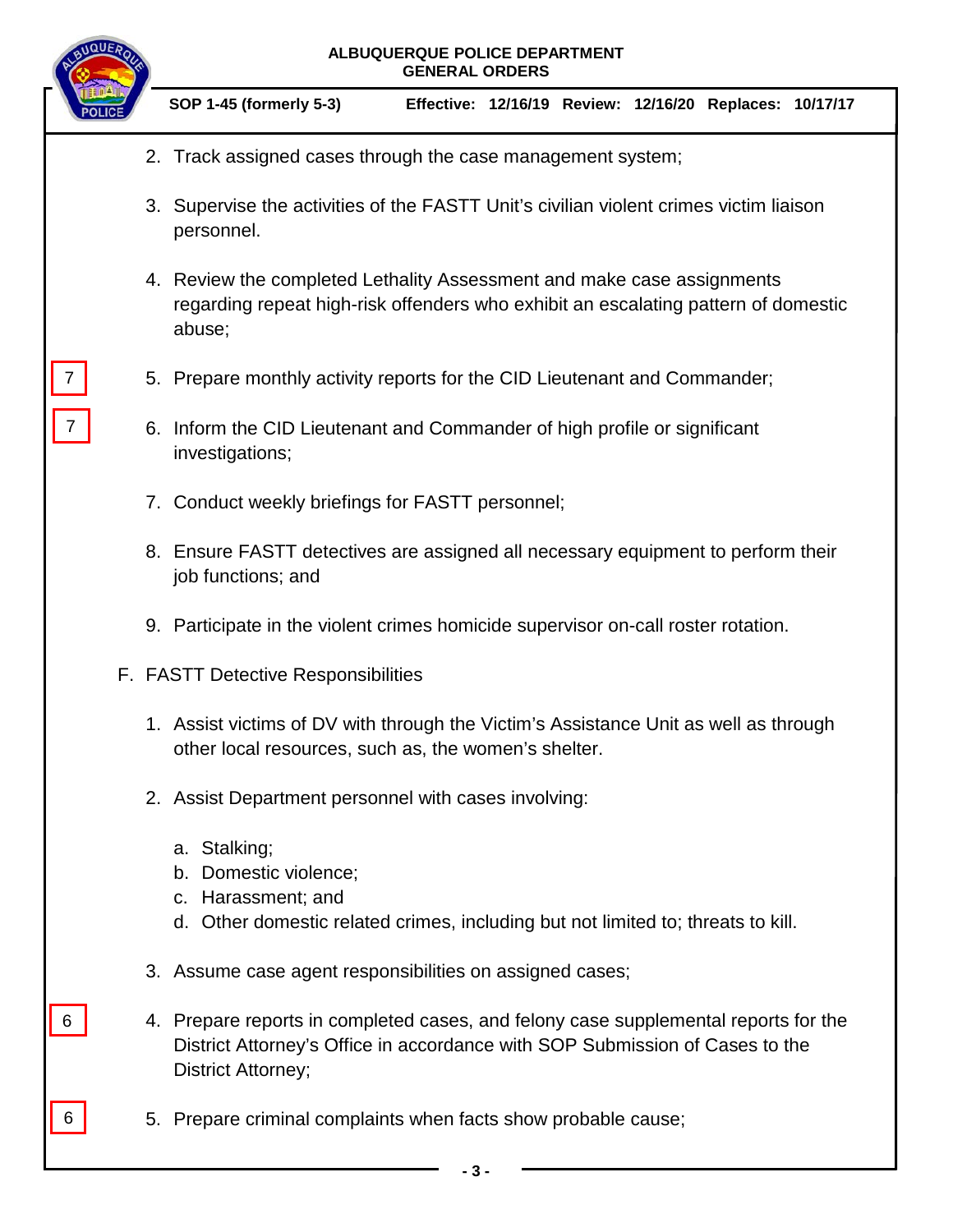2. Track assigned cases through the case management system;

3. Supervise the activities of the FASTT Unit's civilian violent crimes victim liaison personnel.

4. Review the completed Lethality Assessment and make case assignments regarding repeat high-risk offenders who exhibit an escalating pattern of domestic abuse;

7 5. Prepare monthly activity reports for the CID Lieutenant and Commander;

7 6. Inform the CID Lieutenant and Commander of high profile or significant investigations;

7. Conduct weekly briefings for FASTT personnel;

8. Ensure FASTT detectives are assigned all necessary equipment to perform their job functions; and

9. Participate in the violent crimes homicide supervisor on-call roster rotation.

F. FASTT Detective Responsibilities

1. Assist victims of DV with through the Victim's Assistance Unit as well as through other local resources, such as, the women's shelter.

2. Assist Department personnel with cases involving:

   a. Stalking;
   b. Domestic violence;
   c. Harassment; and
   d. Other domestic related crimes, including but not limited to; threats to kill.

3. Assume case agent responsibilities on assigned cases;

6 4. Prepare reports in completed cases, and felony case supplemental reports for the District Attorney's Office in accordance with SOP Submission of Cases to the District Attorney;

6 5. Prepare criminal complaints when facts show probable cause;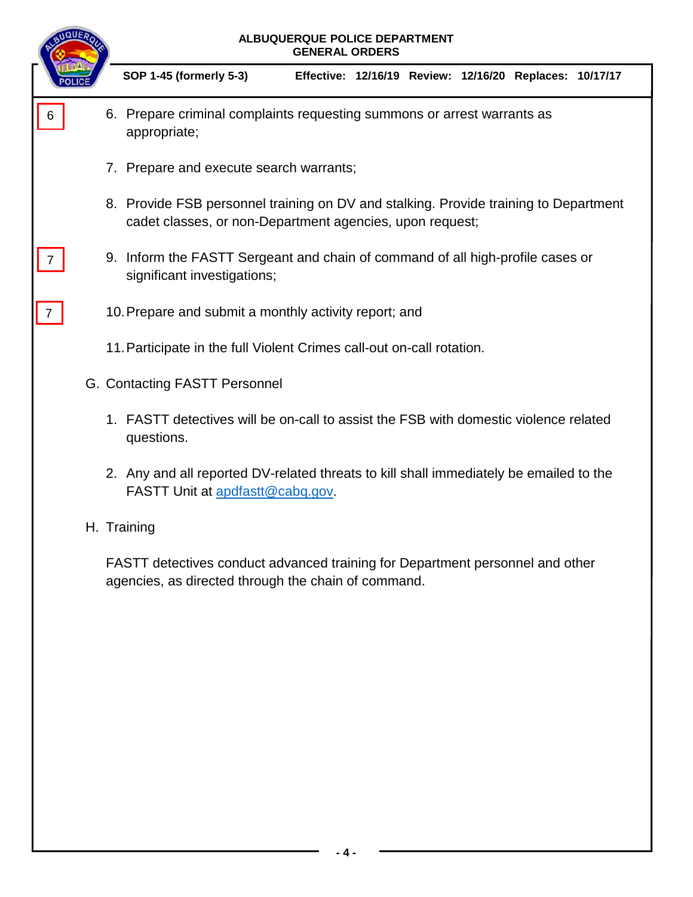6. Prepare criminal complaints requesting summons or arrest warrants as appropriate;

7. Prepare and execute search warrants;

8. Provide FSB personnel training on DV and stalking. Provide training to Department cadet classes, or non-Department agencies, upon request;

9. Inform the FASTT Sergeant and chain of command of all high-profile cases or significant investigations;

10. Prepare and submit a monthly activity report; and

11. Participate in the full Violent Crimes call-out on-call rotation.

G. Contacting FASTT Personnel

1. FASTT detectives will be on-call to assist the FSB with domestic violence related questions.

2. Any and all reported DV-related threats to kill shall immediately be emailed to the FASTT Unit at apdfastt@cabq.gov.

H. Training

FASTT detectives conduct advanced training for Department personnel and other agencies, as directed through the chain of command.